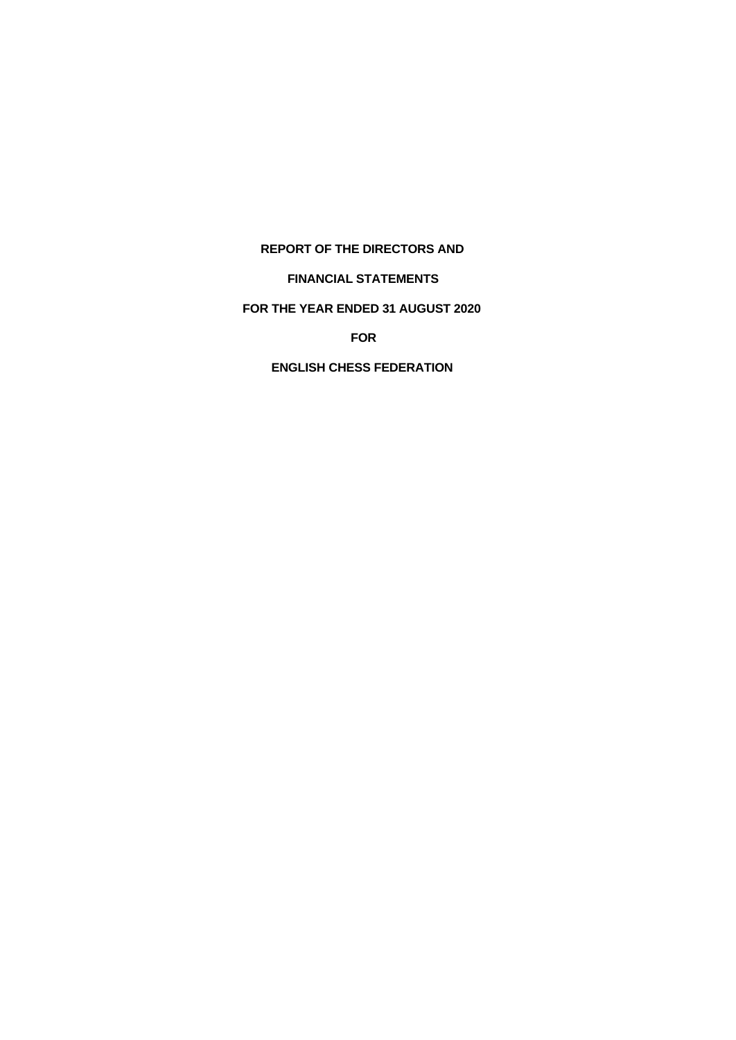**REPORT OF THE DIRECTORS AND**

**FINANCIAL STATEMENTS**

**FOR THE YEAR ENDED 31 AUGUST 2020**

**FOR**

**ENGLISH CHESS FEDERATION**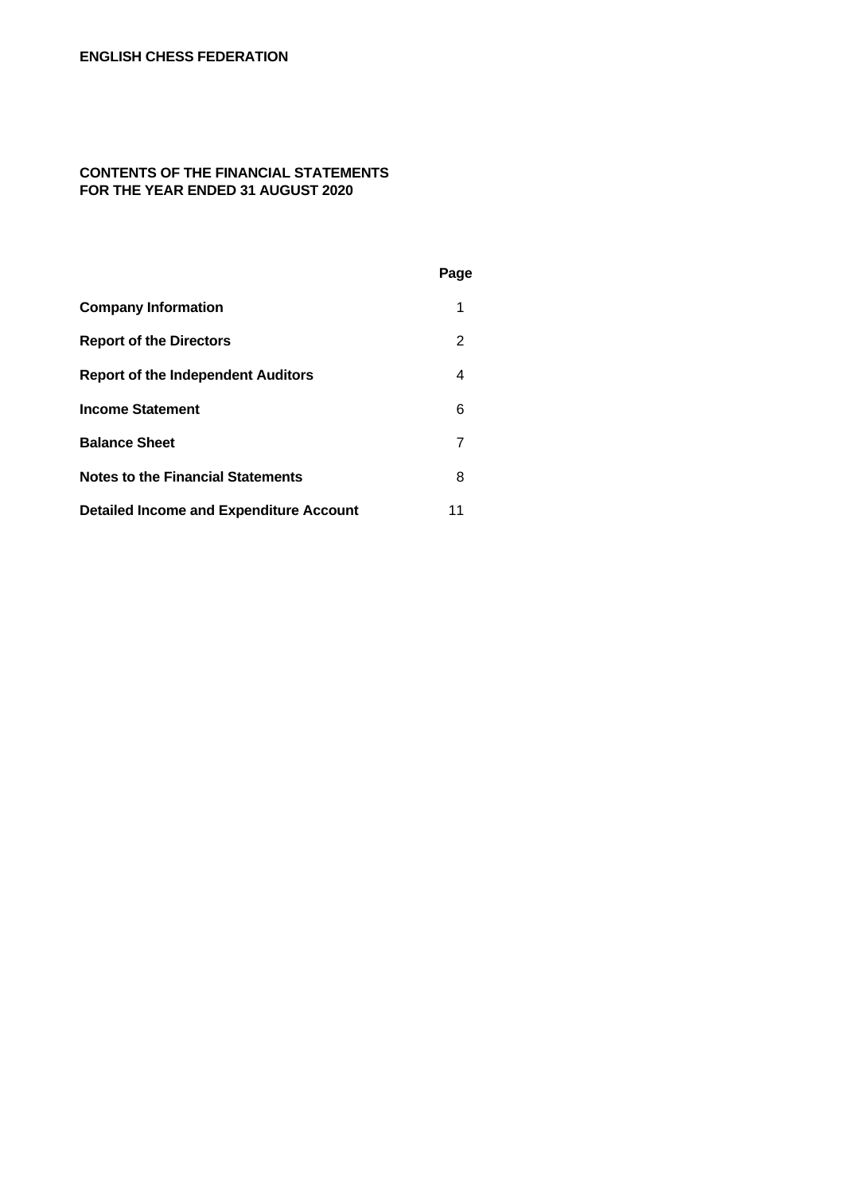**ENGLISH CHESS FEDERATION**

# CONTENTS OF THE FINANCIAL STATEMENTS
## FOR THE YEAR ENDED 31 AUGUST 2020

| | Page |
|---|---|
| **Company Information** | 1 |
| **Report of the Directors** | 2 |
| **Report of the Independent Auditors** | 4 |
| **Income Statement** | 6 |
| **Balance Sheet** | 7 |
| **Notes to the Financial Statements** | 8 |
| **Detailed Income and Expenditure Account** | 11 |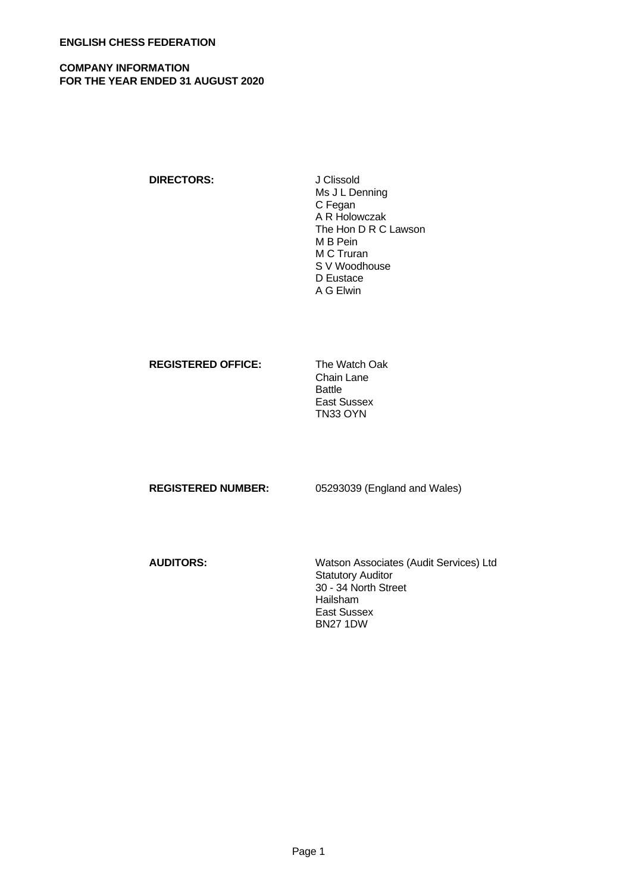**ENGLISH CHESS FEDERATION**

**COMPANY INFORMATION**
**FOR THE YEAR ENDED 31 AUGUST 2020**

| | |
|---|---|
| **DIRECTORS:** | J Clissold<br>Ms J L Denning<br>C Fegan<br>A R Holowczak<br>The Hon D R C Lawson<br>M B Pein<br>M C Truran<br>S V Woodhouse<br>D Eustace<br>A G Elwin |
| **REGISTERED OFFICE:** | The Watch Oak<br>Chain Lane<br>Battle<br>East Sussex<br>TN33 OYN |
| **REGISTERED NUMBER:** | 05293039 (England and Wales) |
| **AUDITORS:** | Watson Associates (Audit Services) Ltd<br>Statutory Auditor<br>30 - 34 North Street<br>Hailsham<br>East Sussex<br>BN27 1DW |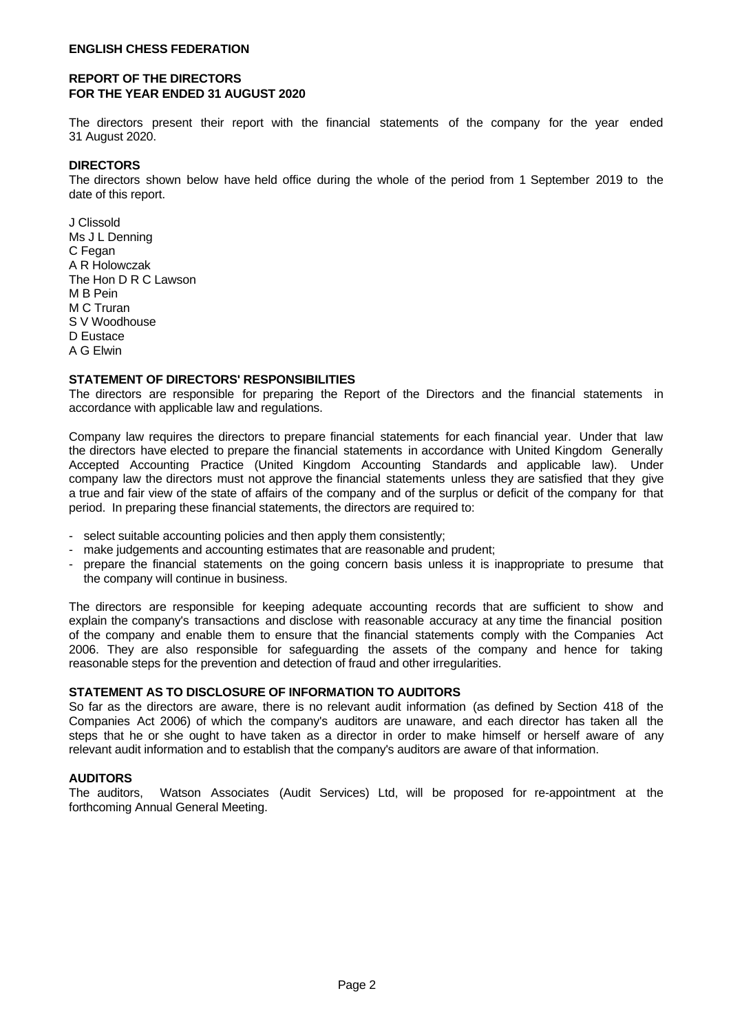**ENGLISH CHESS FEDERATION**

**REPORT OF THE DIRECTORS**
**FOR THE YEAR ENDED 31 AUGUST 2020**

The directors present their report with the financial statements of the company for the year ended 31 August 2020.

**DIRECTORS**

The directors shown below have held office during the whole of the period from 1 September 2019 to the date of this report.

J Clissold
Ms J L Denning
C Fegan
A R Holowczak
The Hon D R C Lawson
M B Pein
M C Truran
S V Woodhouse
D Eustace
A G Elwin

**STATEMENT OF DIRECTORS' RESPONSIBILITIES**

The directors are responsible for preparing the Report of the Directors and the financial statements in accordance with applicable law and regulations.

Company law requires the directors to prepare financial statements for each financial year. Under that law the directors have elected to prepare the financial statements in accordance with United Kingdom Generally Accepted Accounting Practice (United Kingdom Accounting Standards and applicable law). Under company law the directors must not approve the financial statements unless they are satisfied that they give a true and fair view of the state of affairs of the company and of the surplus or deficit of the company for that period. In preparing these financial statements, the directors are required to:

- select suitable accounting policies and then apply them consistently;
- make judgements and accounting estimates that are reasonable and prudent;
- prepare the financial statements on the going concern basis unless it is inappropriate to presume that the company will continue in business.

The directors are responsible for keeping adequate accounting records that are sufficient to show and explain the company's transactions and disclose with reasonable accuracy at any time the financial position of the company and enable them to ensure that the financial statements comply with the Companies Act 2006. They are also responsible for safeguarding the assets of the company and hence for taking reasonable steps for the prevention and detection of fraud and other irregularities.

**STATEMENT AS TO DISCLOSURE OF INFORMATION TO AUDITORS**

So far as the directors are aware, there is no relevant audit information (as defined by Section 418 of the Companies Act 2006) of which the company's auditors are unaware, and each director has taken all the steps that he or she ought to have taken as a director in order to make himself or herself aware of any relevant audit information and to establish that the company's auditors are aware of that information.

**AUDITORS**

The auditors, Watson Associates (Audit Services) Ltd, will be proposed for re-appointment at the forthcoming Annual General Meeting.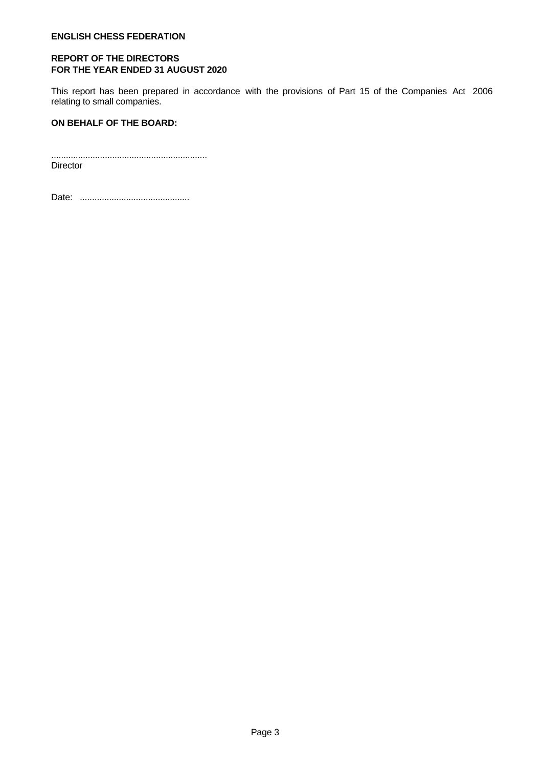**ENGLISH CHESS FEDERATION**

**REPORT OF THE DIRECTORS**
**FOR THE YEAR ENDED 31 AUGUST 2020**

This report has been prepared in accordance with the provisions of Part 15 of the Companies Act 2006 relating to small companies.

**ON BEHALF OF THE BOARD:**

................................................................
Director

Date: .............................................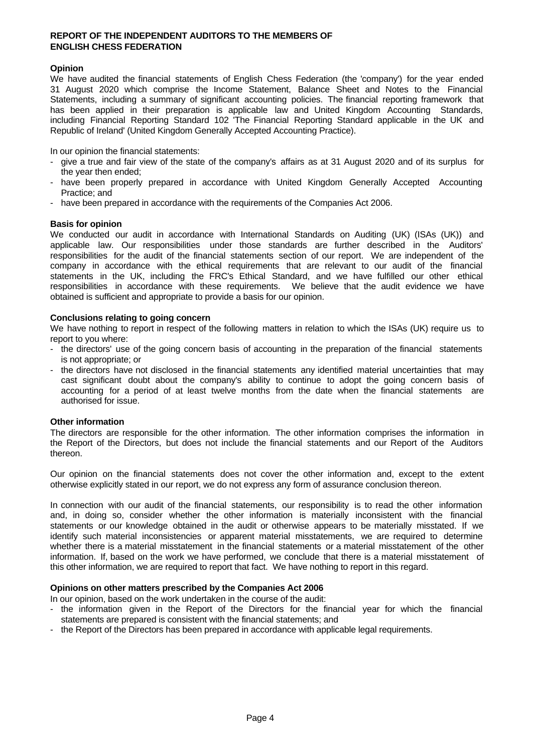**REPORT OF THE INDEPENDENT AUDITORS TO THE MEMBERS OF ENGLISH CHESS FEDERATION**

**Opinion**

We have audited the financial statements of English Chess Federation (the 'company') for the year ended 31 August 2020 which comprise the Income Statement, Balance Sheet and Notes to the Financial Statements, including a summary of significant accounting policies. The financial reporting framework that has been applied in their preparation is applicable law and United Kingdom Accounting Standards, including Financial Reporting Standard 102 'The Financial Reporting Standard applicable in the UK and Republic of Ireland' (United Kingdom Generally Accepted Accounting Practice).

In our opinion the financial statements:

- give a true and fair view of the state of the company's affairs as at 31 August 2020 and of its surplus for the year then ended;
- have been properly prepared in accordance with United Kingdom Generally Accepted Accounting Practice; and
- have been prepared in accordance with the requirements of the Companies Act 2006.

**Basis for opinion**

We conducted our audit in accordance with International Standards on Auditing (UK) (ISAs (UK)) and applicable law. Our responsibilities under those standards are further described in the Auditors' responsibilities for the audit of the financial statements section of our report. We are independent of the company in accordance with the ethical requirements that are relevant to our audit of the financial statements in the UK, including the FRC's Ethical Standard, and we have fulfilled our other ethical responsibilities in accordance with these requirements. We believe that the audit evidence we have obtained is sufficient and appropriate to provide a basis for our opinion.

**Conclusions relating to going concern**

We have nothing to report in respect of the following matters in relation to which the ISAs (UK) require us to report to you where:

- the directors' use of the going concern basis of accounting in the preparation of the financial statements is not appropriate; or
- the directors have not disclosed in the financial statements any identified material uncertainties that may cast significant doubt about the company's ability to continue to adopt the going concern basis of accounting for a period of at least twelve months from the date when the financial statements are authorised for issue.

**Other information**

The directors are responsible for the other information. The other information comprises the information in the Report of the Directors, but does not include the financial statements and our Report of the Auditors thereon.

Our opinion on the financial statements does not cover the other information and, except to the extent otherwise explicitly stated in our report, we do not express any form of assurance conclusion thereon.

In connection with our audit of the financial statements, our responsibility is to read the other information and, in doing so, consider whether the other information is materially inconsistent with the financial statements or our knowledge obtained in the audit or otherwise appears to be materially misstated. If we identify such material inconsistencies or apparent material misstatements, we are required to determine whether there is a material misstatement in the financial statements or a material misstatement of the other information. If, based on the work we have performed, we conclude that there is a material misstatement of this other information, we are required to report that fact. We have nothing to report in this regard.

**Opinions on other matters prescribed by the Companies Act 2006**

In our opinion, based on the work undertaken in the course of the audit:

- the information given in the Report of the Directors for the financial year for which the financial statements are prepared is consistent with the financial statements; and
- the Report of the Directors has been prepared in accordance with applicable legal requirements.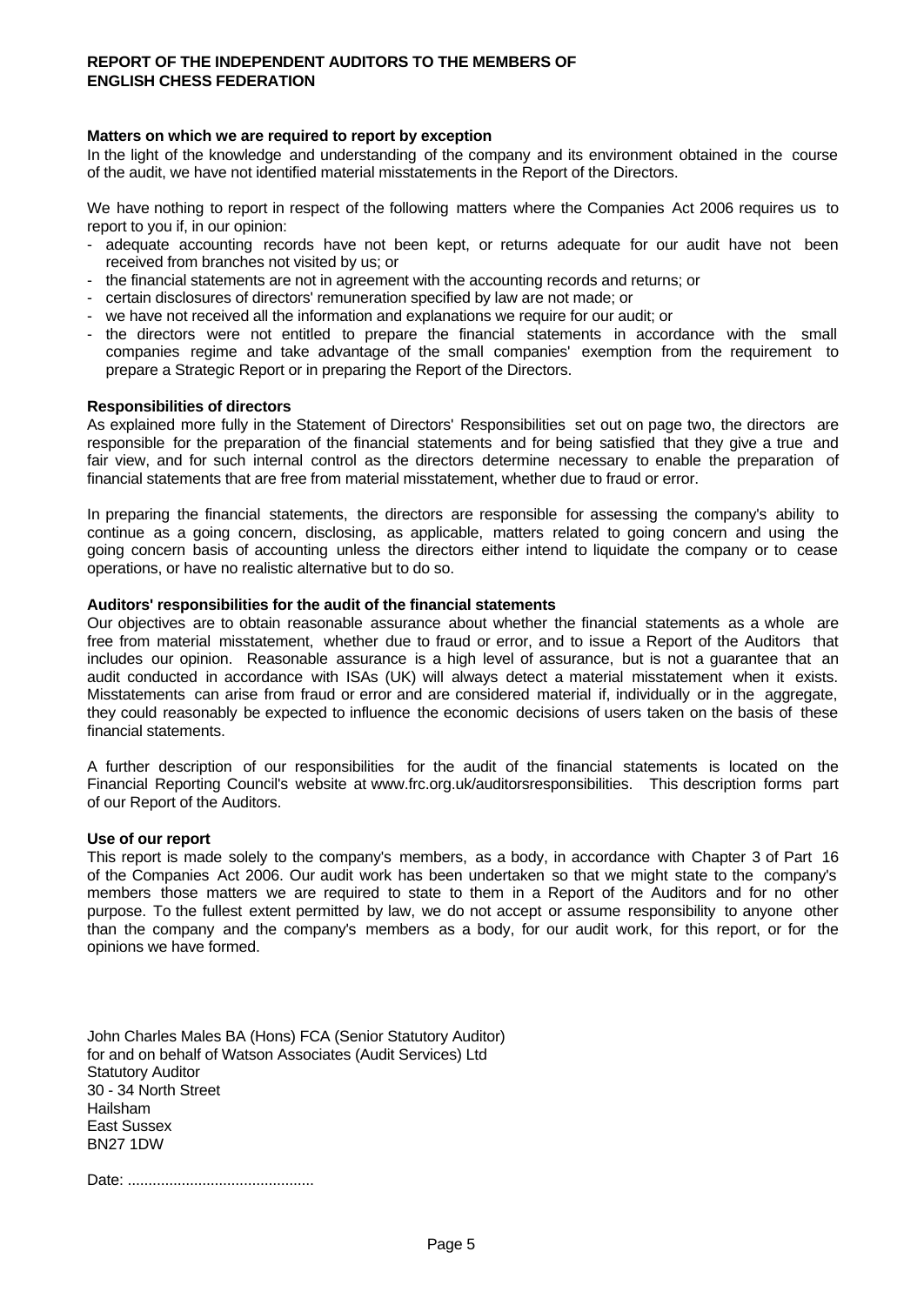**REPORT OF THE INDEPENDENT AUDITORS TO THE MEMBERS OF ENGLISH CHESS FEDERATION**

**Matters on which we are required to report by exception**

In the light of the knowledge and understanding of the company and its environment obtained in the course of the audit, we have not identified material misstatements in the Report of the Directors.

We have nothing to report in respect of the following matters where the Companies Act 2006 requires us to report to you if, in our opinion:

- adequate accounting records have not been kept, or returns adequate for our audit have not been received from branches not visited by us; or
- the financial statements are not in agreement with the accounting records and returns; or
- certain disclosures of directors' remuneration specified by law are not made; or
- we have not received all the information and explanations we require for our audit; or
- the directors were not entitled to prepare the financial statements in accordance with the small companies regime and take advantage of the small companies' exemption from the requirement to prepare a Strategic Report or in preparing the Report of the Directors.

**Responsibilities of directors**

As explained more fully in the Statement of Directors' Responsibilities set out on page two, the directors are responsible for the preparation of the financial statements and for being satisfied that they give a true and fair view, and for such internal control as the directors determine necessary to enable the preparation of financial statements that are free from material misstatement, whether due to fraud or error.

In preparing the financial statements, the directors are responsible for assessing the company's ability to continue as a going concern, disclosing, as applicable, matters related to going concern and using the going concern basis of accounting unless the directors either intend to liquidate the company or to cease operations, or have no realistic alternative but to do so.

**Auditors' responsibilities for the audit of the financial statements**

Our objectives are to obtain reasonable assurance about whether the financial statements as a whole are free from material misstatement, whether due to fraud or error, and to issue a Report of the Auditors that includes our opinion. Reasonable assurance is a high level of assurance, but is not a guarantee that an audit conducted in accordance with ISAs (UK) will always detect a material misstatement when it exists. Misstatements can arise from fraud or error and are considered material if, individually or in the aggregate, they could reasonably be expected to influence the economic decisions of users taken on the basis of these financial statements.

A further description of our responsibilities for the audit of the financial statements is located on the Financial Reporting Council's website at www.frc.org.uk/auditorsresponsibilities. This description forms part of our Report of the Auditors.

**Use of our report**

This report is made solely to the company's members, as a body, in accordance with Chapter 3 of Part 16 of the Companies Act 2006. Our audit work has been undertaken so that we might state to the company's members those matters we are required to state to them in a Report of the Auditors and for no other purpose. To the fullest extent permitted by law, we do not accept or assume responsibility to anyone other than the company and the company's members as a body, for our audit work, for this report, or for the opinions we have formed.

John Charles Males BA (Hons) FCA (Senior Statutory Auditor)
for and on behalf of Watson Associates (Audit Services) Ltd
Statutory Auditor
30 - 34 North Street
Hailsham
East Sussex
BN27 1DW

Date: ............................................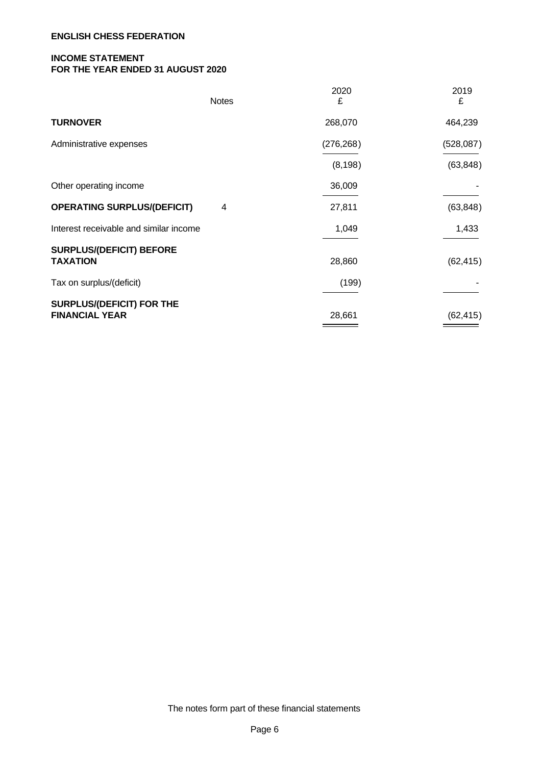**ENGLISH CHESS FEDERATION**

**INCOME STATEMENT**
**FOR THE YEAR ENDED 31 AUGUST 2020**

| | Notes | 2020<br>£ | 2019<br>£ |
|---|---|---|---|
| **TURNOVER** | | 268,070 | 464,239 |
| Administrative expenses | | (276,268) | (528,087) |
| | | (8,198) | (63,848) |
| Other operating income | | 36,009 | - |
| **OPERATING SURPLUS/(DEFICIT)** | 4 | 27,811 | (63,848) |
| Interest receivable and similar income | | 1,049 | 1,433 |
| **SURPLUS/(DEFICIT) BEFORE TAXATION** | | 28,860 | (62,415) |
| Tax on surplus/(deficit) | | (199) | - |
| **SURPLUS/(DEFICIT) FOR THE FINANCIAL YEAR** | | 28,661 | (62,415) |

The notes form part of these financial statements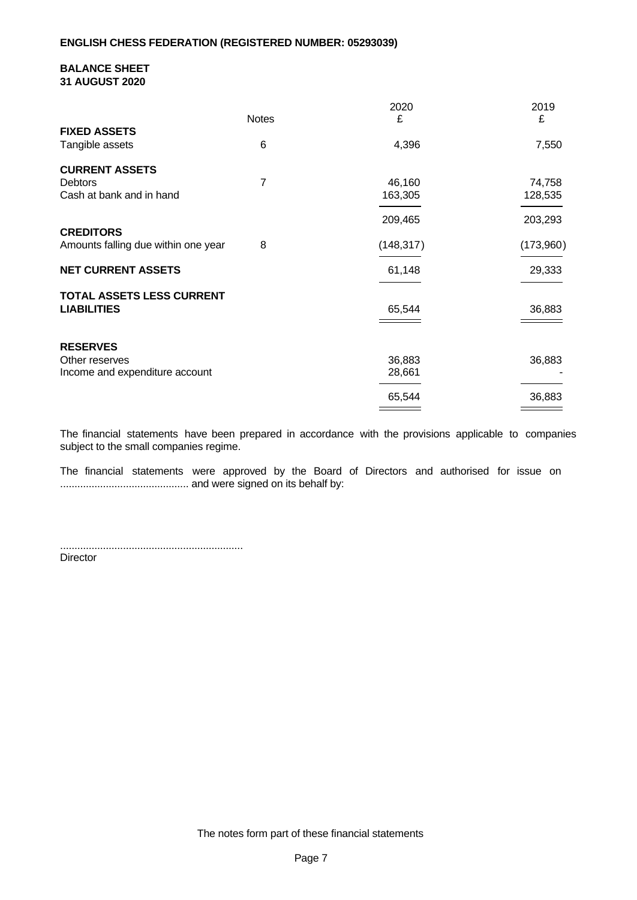**ENGLISH CHESS FEDERATION (REGISTERED NUMBER: 05293039)**

**BALANCE SHEET**
**31 AUGUST 2020**

| | Notes | 2020 £ | 2019 £ |
|---|---|---|---|
| **FIXED ASSETS** | | | |
| Tangible assets | 6 | 4,396 | 7,550 |
| **CURRENT ASSETS** | | | |
| Debtors | 7 | 46,160 | 74,758 |
| Cash at bank and in hand | | 163,305 | 128,535 |
| | | 209,465 | 203,293 |
| **CREDITORS** | | | |
| Amounts falling due within one year | 8 | (148,317) | (173,960) |
| **NET CURRENT ASSETS** | | 61,148 | 29,333 |
| **TOTAL ASSETS LESS CURRENT LIABILITIES** | | 65,544 | 36,883 |
| **RESERVES** | | | |
| Other reserves | | 36,883 | 36,883 |
| Income and expenditure account | | 28,661 | - |
| | | 65,544 | 36,883 |

The financial statements have been prepared in accordance with the provisions applicable to companies subject to the small companies regime.

The financial statements were approved by the Board of Directors and authorised for issue on ............................................ and were signed on its behalf by:

................................................................
Director

The notes form part of these financial statements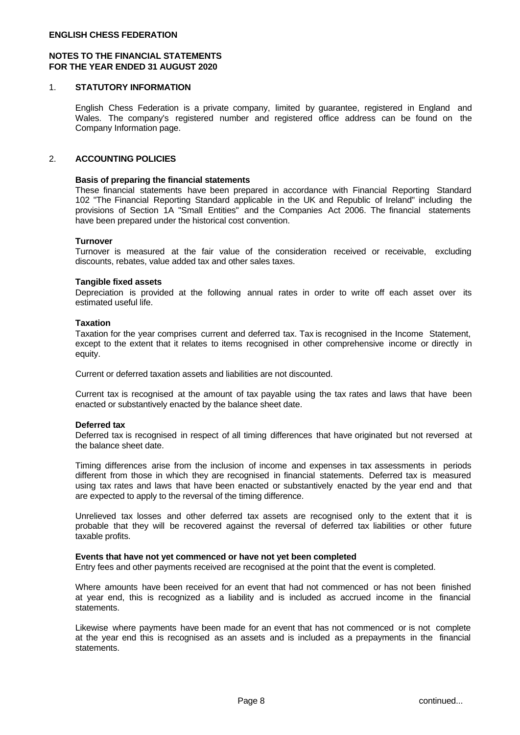**ENGLISH CHESS FEDERATION**

**NOTES TO THE FINANCIAL STATEMENTS**
**FOR THE YEAR ENDED 31 AUGUST 2020**

## 1. STATUTORY INFORMATION

English Chess Federation is a private company, limited by guarantee, registered in England and Wales. The company's registered number and registered office address can be found on the Company Information page.

## 2. ACCOUNTING POLICIES

**Basis of preparing the financial statements**
These financial statements have been prepared in accordance with Financial Reporting Standard 102 "The Financial Reporting Standard applicable in the UK and Republic of Ireland" including the provisions of Section 1A "Small Entities" and the Companies Act 2006. The financial statements have been prepared under the historical cost convention.

**Turnover**
Turnover is measured at the fair value of the consideration received or receivable, excluding discounts, rebates, value added tax and other sales taxes.

**Tangible fixed assets**
Depreciation is provided at the following annual rates in order to write off each asset over its estimated useful life.

**Taxation**
Taxation for the year comprises current and deferred tax. Tax is recognised in the Income Statement, except to the extent that it relates to items recognised in other comprehensive income or directly in equity.

Current or deferred taxation assets and liabilities are not discounted.

Current tax is recognised at the amount of tax payable using the tax rates and laws that have been enacted or substantively enacted by the balance sheet date.

**Deferred tax**
Deferred tax is recognised in respect of all timing differences that have originated but not reversed at the balance sheet date.

Timing differences arise from the inclusion of income and expenses in tax assessments in periods different from those in which they are recognised in financial statements. Deferred tax is measured using tax rates and laws that have been enacted or substantively enacted by the year end and that are expected to apply to the reversal of the timing difference.

Unrelieved tax losses and other deferred tax assets are recognised only to the extent that it is probable that they will be recovered against the reversal of deferred tax liabilities or other future taxable profits.

**Events that have not yet commenced or have not yet been completed**
Entry fees and other payments received are recognised at the point that the event is completed.

Where amounts have been received for an event that had not commenced or has not been finished at year end, this is recognized as a liability and is included as accrued income in the financial statements.

Likewise where payments have been made for an event that has not commenced or is not complete at the year end this is recognised as an assets and is included as a prepayments in the financial statements.

continued...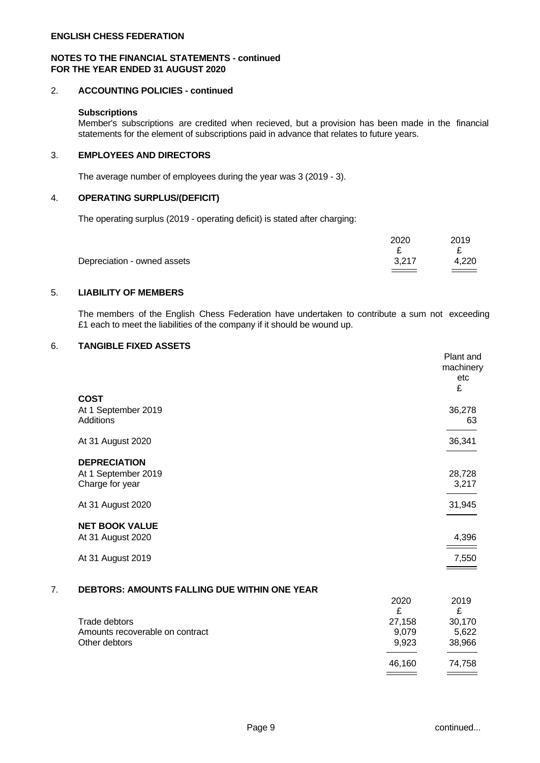**ENGLISH CHESS FEDERATION**

**NOTES TO THE FINANCIAL STATEMENTS - continued**
**FOR THE YEAR ENDED 31 AUGUST 2020**

## 2. ACCOUNTING POLICIES - continued

**Subscriptions**

Member's subscriptions are credited when recieved, but a provision has been made in the financial statements for the element of subscriptions paid in advance that relates to future years.

## 3. EMPLOYEES AND DIRECTORS

The average number of employees during the year was 3 (2019 - 3).

## 4. OPERATING SURPLUS/(DEFICIT)

The operating surplus (2019 - operating deficit) is stated after charging:

| | 2020 | 2019 |
|---|---|---|
| | £ | £ |
| Depreciation - owned assets | 3,217 | 4,220 |

## 5. LIABILITY OF MEMBERS

The members of the English Chess Federation have undertaken to contribute a sum not exceeding £1 each to meet the liabilities of the company if it should be wound up.

## 6. TANGIBLE FIXED ASSETS

| | Plant and machinery etc |
|---|---|
| | £ |
| **COST** | |
| At 1 September 2019 | 36,278 |
| Additions | 63 |
| At 31 August 2020 | 36,341 |
| **DEPRECIATION** | |
| At 1 September 2019 | 28,728 |
| Charge for year | 3,217 |
| At 31 August 2020 | 31,945 |
| **NET BOOK VALUE** | |
| At 31 August 2020 | 4,396 |
| At 31 August 2019 | 7,550 |

## 7. DEBTORS: AMOUNTS FALLING DUE WITHIN ONE YEAR

| | 2020 | 2019 |
|---|---|---|
| | £ | £ |
| Trade debtors | 27,158 | 30,170 |
| Amounts recoverable on contract | 9,079 | 5,622 |
| Other debtors | 9,923 | 38,966 |
| | 46,160 | 74,758 |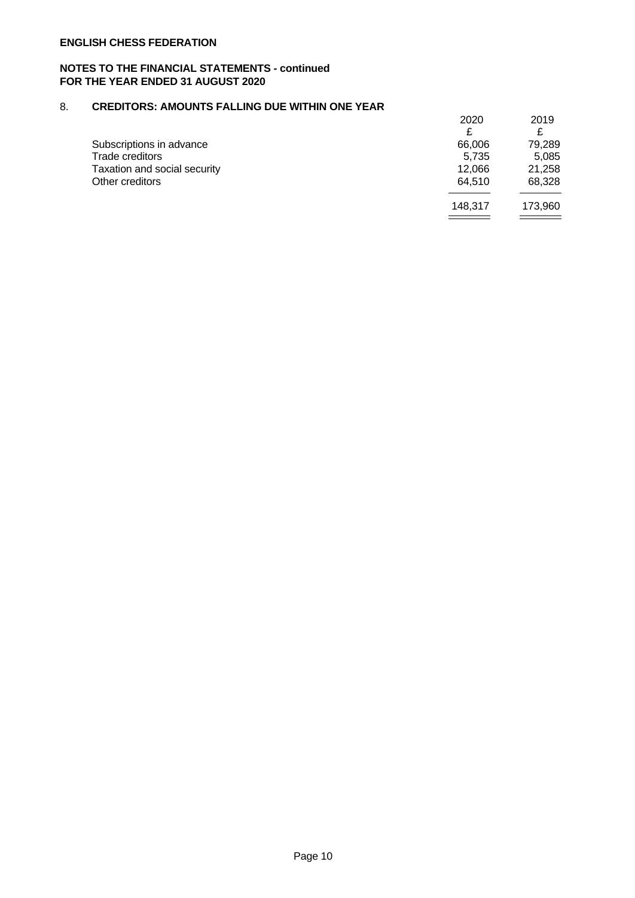**ENGLISH CHESS FEDERATION**

**NOTES TO THE FINANCIAL STATEMENTS - continued**
**FOR THE YEAR ENDED 31 AUGUST 2020**

## 8. CREDITORS: AMOUNTS FALLING DUE WITHIN ONE YEAR

| | 2020 | 2019 |
|---|---|---|
| | £ | £ |
| Subscriptions in advance | 66,006 | 79,289 |
| Trade creditors | 5,735 | 5,085 |
| Taxation and social security | 12,066 | 21,258 |
| Other creditors | 64,510 | 68,328 |
| | 148,317 | 173,960 |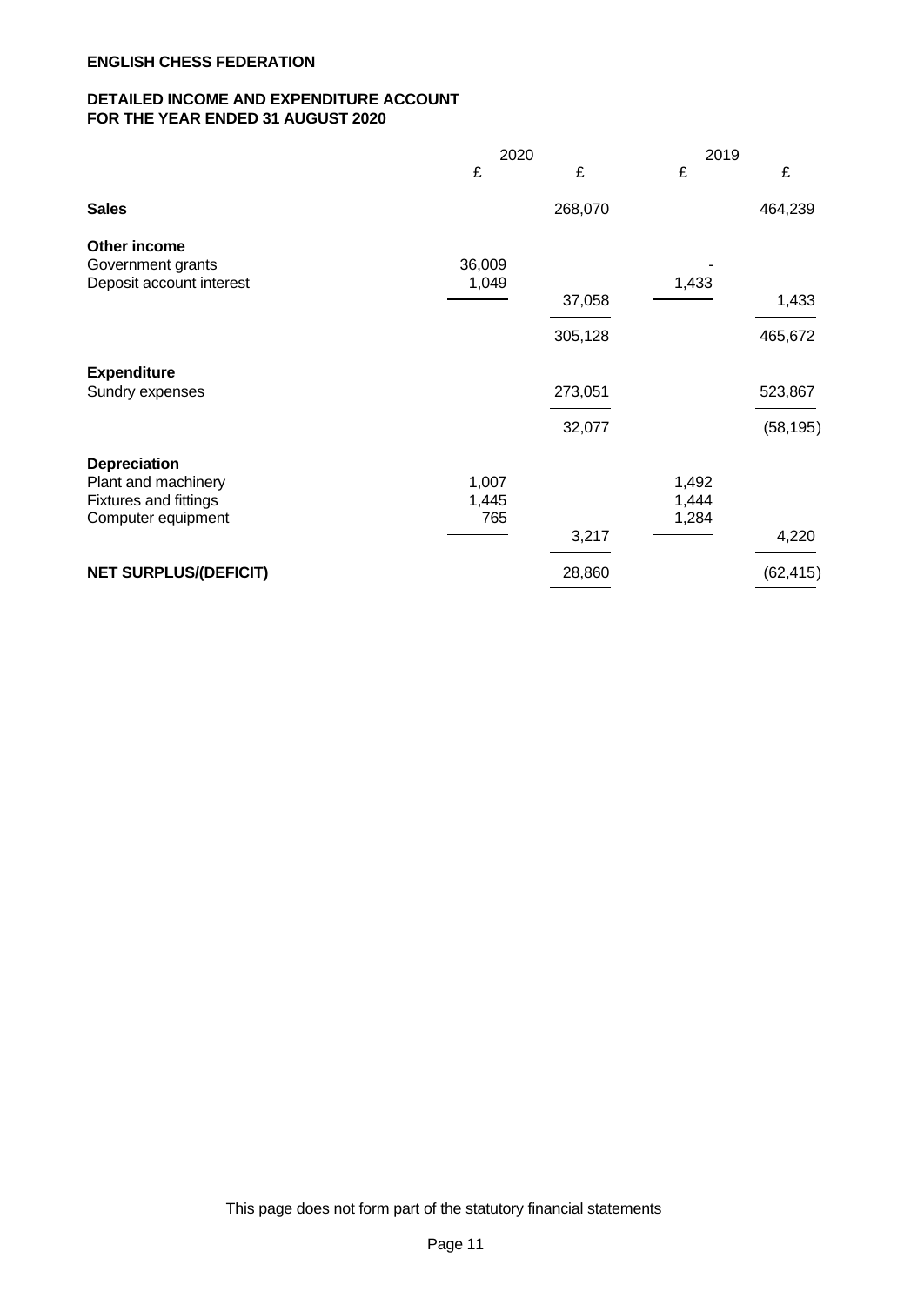**ENGLISH CHESS FEDERATION**

**DETAILED INCOME AND EXPENDITURE ACCOUNT**
**FOR THE YEAR ENDED 31 AUGUST 2020**

| | 2020 | | 2019 | |
|---|---|---|---|---|
| | £ | £ | £ | £ |
| **Sales** | | 268,070 | | 464,239 |
| **Other income** | | | | |
| Government grants | 36,009 | | - | |
| Deposit account interest | 1,049 | | 1,433 | |
| | | 37,058 | | 1,433 |
| | | 305,128 | | 465,672 |
| **Expenditure** | | | | |
| Sundry expenses | | 273,051 | | 523,867 |
| | | 32,077 | | (58,195) |
| **Depreciation** | | | | |
| Plant and machinery | 1,007 | | 1,492 | |
| Fixtures and fittings | 1,445 | | 1,444 | |
| Computer equipment | 765 | | 1,284 | |
| | | 3,217 | | 4,220 |
| **NET SURPLUS/(DEFICIT)** | | 28,860 | | (62,415) |

This page does not form part of the statutory financial statements